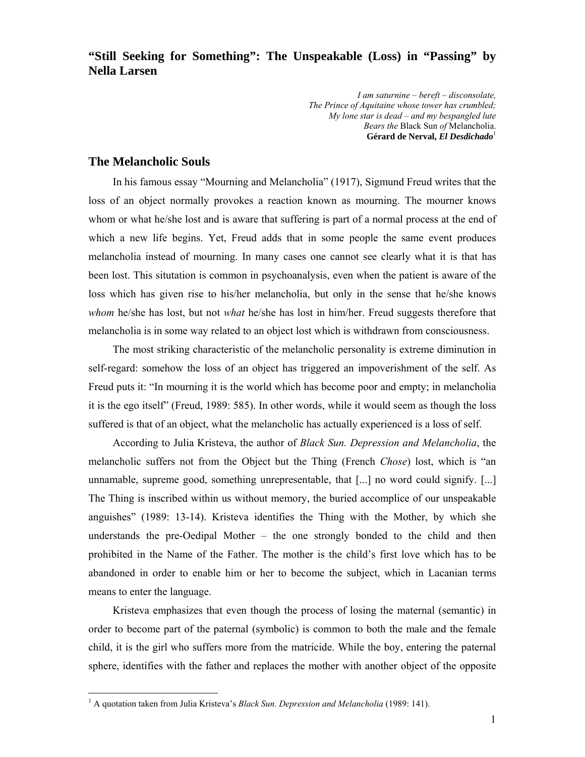# "Still Seeking for Something": The Unspeakable (Loss) in "Passing" by Nella Larsen

*I am saturnine – bereft – disconsolate,*
*The Prince of Aquitaine whose tower has crumbled;*
*My lone star is dead – and my bespangled lute*
*Bears the* Black Sun *of* Melancholia.
**Gérard de Nerval, *El Desdichado***[1]

## The Melancholic Souls

In his famous essay "Mourning and Melancholia" (1917), Sigmund Freud writes that the loss of an object normally provokes a reaction known as mourning. The mourner knows whom or what he/she lost and is aware that suffering is part of a normal process at the end of which a new life begins. Yet, Freud adds that in some people the same event produces melancholia instead of mourning. In many cases one cannot see clearly what it is that has been lost. This situtation is common in psychoanalysis, even when the patient is aware of the loss which has given rise to his/her melancholia, but only in the sense that he/she knows *whom* he/she has lost, but not *what* he/she has lost in him/her. Freud suggests therefore that melancholia is in some way related to an object lost which is withdrawn from consciousness.

The most striking characteristic of the melancholic personality is extreme diminution in self-regard: somehow the loss of an object has triggered an impoverishment of the self. As Freud puts it: "In mourning it is the world which has become poor and empty; in melancholia it is the ego itself" (Freud, 1989: 585). In other words, while it would seem as though the loss suffered is that of an object, what the melancholic has actually experienced is a loss of self.

According to Julia Kristeva, the author of *Black Sun. Depression and Melancholia*, the melancholic suffers not from the Object but the Thing (French *Chose*) lost, which is "an unnamable, supreme good, something unrepresentable, that [...] no word could signify. [...] The Thing is inscribed within us without memory, the buried accomplice of our unspeakable anguishes" (1989: 13-14). Kristeva identifies the Thing with the Mother, by which she understands the pre-Oedipal Mother – the one strongly bonded to the child and then prohibited in the Name of the Father. The mother is the child's first love which has to be abandoned in order to enable him or her to become the subject, which in Lacanian terms means to enter the language.

Kristeva emphasizes that even though the process of losing the maternal (semantic) in order to become part of the paternal (symbolic) is common to both the male and the female child, it is the girl who suffers more from the matricide. While the boy, entering the paternal sphere, identifies with the father and replaces the mother with another object of the opposite

[1] A quotation taken from Julia Kristeva's *Black Sun. Depression and Melancholia* (1989: 141).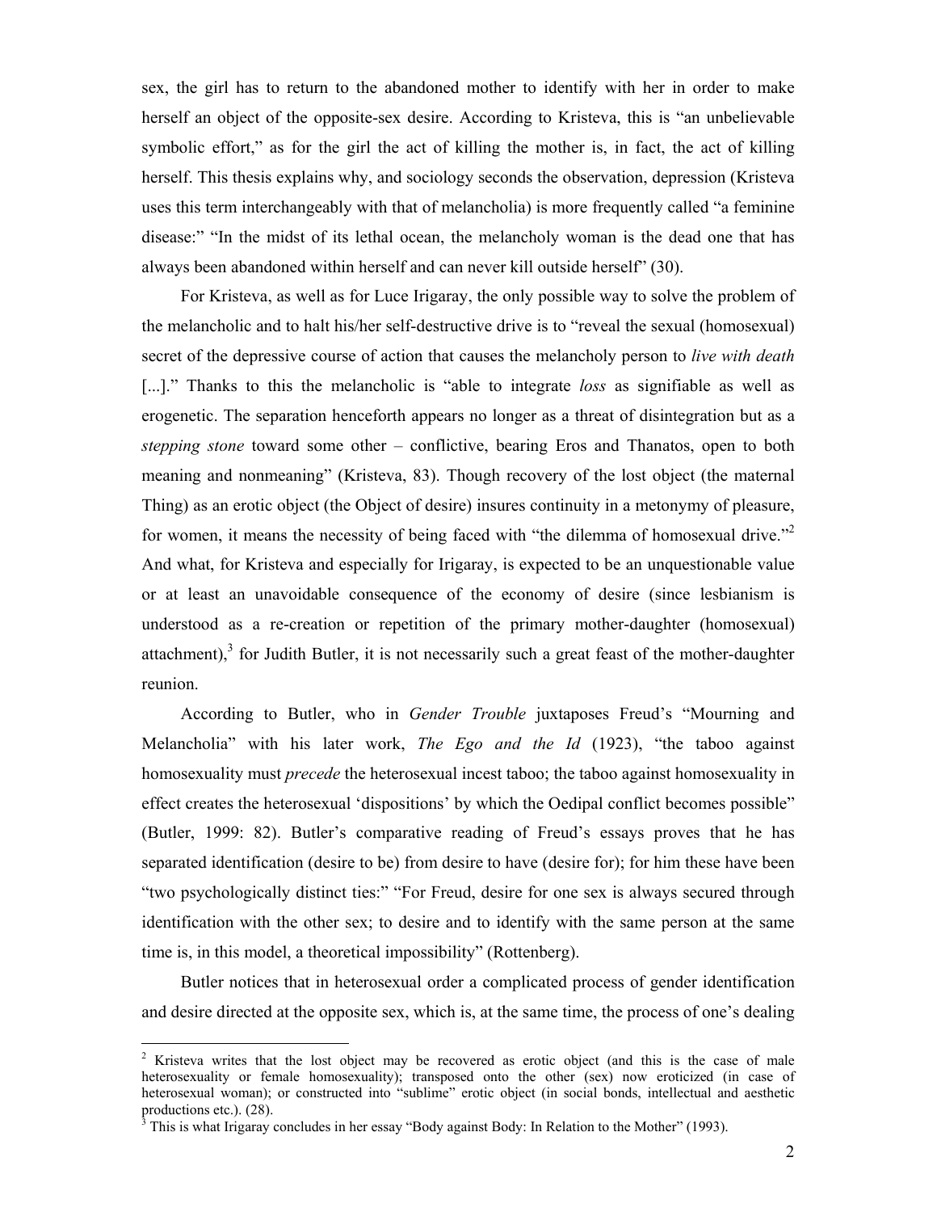sex, the girl has to return to the abandoned mother to identify with her in order to make herself an object of the opposite-sex desire. According to Kristeva, this is "an unbelievable symbolic effort," as for the girl the act of killing the mother is, in fact, the act of killing herself. This thesis explains why, and sociology seconds the observation, depression (Kristeva uses this term interchangeably with that of melancholia) is more frequently called "a feminine disease:" "In the midst of its lethal ocean, the melancholy woman is the dead one that has always been abandoned within herself and can never kill outside herself" (30).

For Kristeva, as well as for Luce Irigaray, the only possible way to solve the problem of the melancholic and to halt his/her self-destructive drive is to "reveal the sexual (homosexual) secret of the depressive course of action that causes the melancholy person to *live with death* [...]." Thanks to this the melancholic is "able to integrate *loss* as signifiable as well as erogenetic. The separation henceforth appears no longer as a threat of disintegration but as a *stepping stone* toward some other – conflictive, bearing Eros and Thanatos, open to both meaning and nonmeaning" (Kristeva, 83). Though recovery of the lost object (the maternal Thing) as an erotic object (the Object of desire) insures continuity in a metonymy of pleasure, for women, it means the necessity of being faced with "the dilemma of homosexual drive."[2] And what, for Kristeva and especially for Irigaray, is expected to be an unquestionable value or at least an unavoidable consequence of the economy of desire (since lesbianism is understood as a re-creation or repetition of the primary mother-daughter (homosexual) attachment),[3] for Judith Butler, it is not necessarily such a great feast of the mother-daughter reunion.

According to Butler, who in *Gender Trouble* juxtaposes Freud's "Mourning and Melancholia" with his later work, *The Ego and the Id* (1923), "the taboo against homosexuality must *precede* the heterosexual incest taboo; the taboo against homosexuality in effect creates the heterosexual 'dispositions' by which the Oedipal conflict becomes possible" (Butler, 1999: 82). Butler's comparative reading of Freud's essays proves that he has separated identification (desire to be) from desire to have (desire for); for him these have been "two psychologically distinct ties:" "For Freud, desire for one sex is always secured through identification with the other sex; to desire and to identify with the same person at the same time is, in this model, a theoretical impossibility" (Rottenberg).

Butler notices that in heterosexual order a complicated process of gender identification and desire directed at the opposite sex, which is, at the same time, the process of one's dealing

---

[2] Kristeva writes that the lost object may be recovered as erotic object (and this is the case of male heterosexuality or female homosexuality); transposed onto the other (sex) now eroticized (in case of heterosexual woman); or constructed into "sublime" erotic object (in social bonds, intellectual and aesthetic productions etc.). (28).

[3] This is what Irigaray concludes in her essay "Body against Body: In Relation to the Mother" (1993).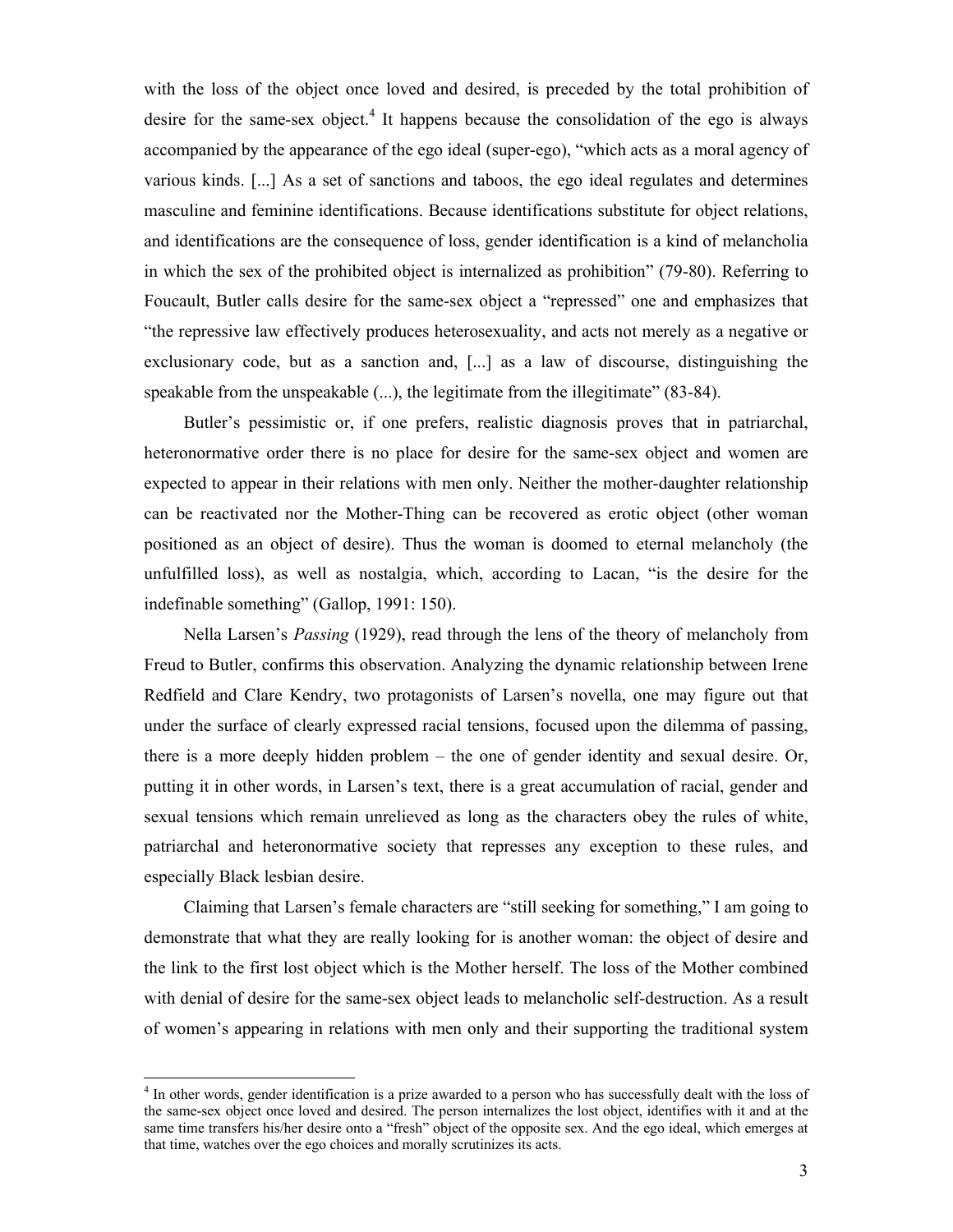with the loss of the object once loved and desired, is preceded by the total prohibition of desire for the same-sex object.[4] It happens because the consolidation of the ego is always accompanied by the appearance of the ego ideal (super-ego), "which acts as a moral agency of various kinds. [...] As a set of sanctions and taboos, the ego ideal regulates and determines masculine and feminine identifications. Because identifications substitute for object relations, and identifications are the consequence of loss, gender identification is a kind of melancholia in which the sex of the prohibited object is internalized as prohibition" (79-80). Referring to Foucault, Butler calls desire for the same-sex object a "repressed" one and emphasizes that "the repressive law effectively produces heterosexuality, and acts not merely as a negative or exclusionary code, but as a sanction and, [...] as a law of discourse, distinguishing the speakable from the unspeakable (...), the legitimate from the illegitimate" (83-84).

Butler's pessimistic or, if one prefers, realistic diagnosis proves that in patriarchal, heteronormative order there is no place for desire for the same-sex object and women are expected to appear in their relations with men only. Neither the mother-daughter relationship can be reactivated nor the Mother-Thing can be recovered as erotic object (other woman positioned as an object of desire). Thus the woman is doomed to eternal melancholy (the unfulfilled loss), as well as nostalgia, which, according to Lacan, "is the desire for the indefinable something" (Gallop, 1991: 150).

Nella Larsen's *Passing* (1929), read through the lens of the theory of melancholy from Freud to Butler, confirms this observation. Analyzing the dynamic relationship between Irene Redfield and Clare Kendry, two protagonists of Larsen's novella, one may figure out that under the surface of clearly expressed racial tensions, focused upon the dilemma of passing, there is a more deeply hidden problem – the one of gender identity and sexual desire. Or, putting it in other words, in Larsen's text, there is a great accumulation of racial, gender and sexual tensions which remain unrelieved as long as the characters obey the rules of white, patriarchal and heteronormative society that represses any exception to these rules, and especially Black lesbian desire.

Claiming that Larsen's female characters are "still seeking for something," I am going to demonstrate that what they are really looking for is another woman: the object of desire and the link to the first lost object which is the Mother herself. The loss of the Mother combined with denial of desire for the same-sex object leads to melancholic self-destruction. As a result of women's appearing in relations with men only and their supporting the traditional system

---

[4] In other words, gender identification is a prize awarded to a person who has successfully dealt with the loss of the same-sex object once loved and desired. The person internalizes the lost object, identifies with it and at the same time transfers his/her desire onto a "fresh" object of the opposite sex. And the ego ideal, which emerges at that time, watches over the ego choices and morally scrutinizes its acts.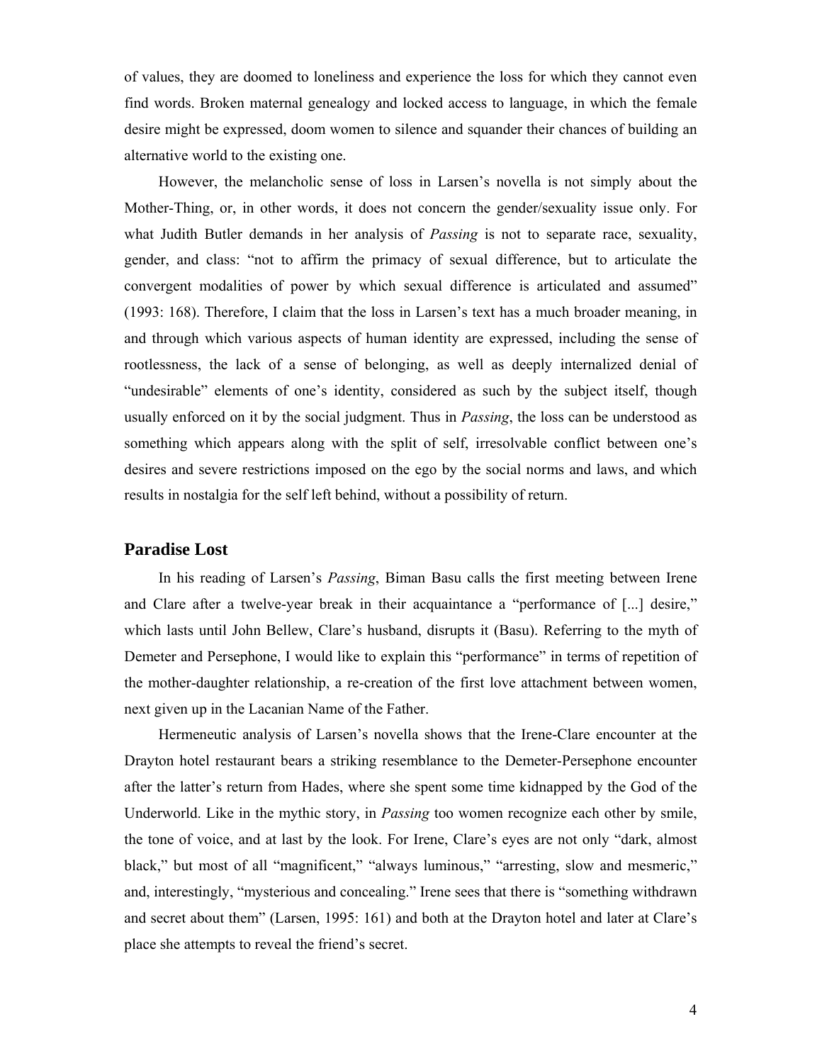of values, they are doomed to loneliness and experience the loss for which they cannot even find words. Broken maternal genealogy and locked access to language, in which the female desire might be expressed, doom women to silence and squander their chances of building an alternative world to the existing one.

However, the melancholic sense of loss in Larsen's novella is not simply about the Mother-Thing, or, in other words, it does not concern the gender/sexuality issue only. For what Judith Butler demands in her analysis of *Passing* is not to separate race, sexuality, gender, and class: "not to affirm the primacy of sexual difference, but to articulate the convergent modalities of power by which sexual difference is articulated and assumed" (1993: 168). Therefore, I claim that the loss in Larsen's text has a much broader meaning, in and through which various aspects of human identity are expressed, including the sense of rootlessness, the lack of a sense of belonging, as well as deeply internalized denial of "undesirable" elements of one's identity, considered as such by the subject itself, though usually enforced on it by the social judgment. Thus in *Passing*, the loss can be understood as something which appears along with the split of self, irresolvable conflict between one's desires and severe restrictions imposed on the ego by the social norms and laws, and which results in nostalgia for the self left behind, without a possibility of return.

## Paradise Lost

In his reading of Larsen's *Passing*, Biman Basu calls the first meeting between Irene and Clare after a twelve-year break in their acquaintance a "performance of [...] desire," which lasts until John Bellew, Clare's husband, disrupts it (Basu). Referring to the myth of Demeter and Persephone, I would like to explain this "performance" in terms of repetition of the mother-daughter relationship, a re-creation of the first love attachment between women, next given up in the Lacanian Name of the Father.

Hermeneutic analysis of Larsen's novella shows that the Irene-Clare encounter at the Drayton hotel restaurant bears a striking resemblance to the Demeter-Persephone encounter after the latter's return from Hades, where she spent some time kidnapped by the God of the Underworld. Like in the mythic story, in *Passing* too women recognize each other by smile, the tone of voice, and at last by the look. For Irene, Clare's eyes are not only "dark, almost black," but most of all "magnificent," "always luminous," "arresting, slow and mesmeric," and, interestingly, "mysterious and concealing." Irene sees that there is "something withdrawn and secret about them" (Larsen, 1995: 161) and both at the Drayton hotel and later at Clare's place she attempts to reveal the friend's secret.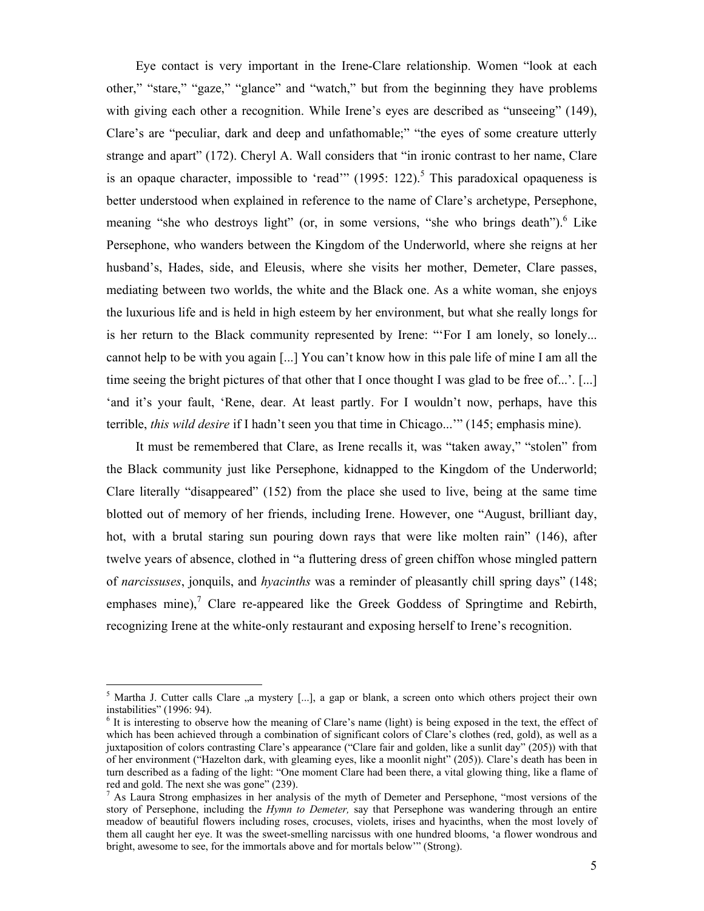Eye contact is very important in the Irene-Clare relationship. Women "look at each other," "stare," "gaze," "glance" and "watch," but from the beginning they have problems with giving each other a recognition. While Irene's eyes are described as "unseeing" (149), Clare's are "peculiar, dark and deep and unfathomable;" "the eyes of some creature utterly strange and apart" (172). Cheryl A. Wall considers that "in ironic contrast to her name, Clare is an opaque character, impossible to 'read'" (1995: 122).[5] This paradoxical opaqueness is better understood when explained in reference to the name of Clare's archetype, Persephone, meaning "she who destroys light" (or, in some versions, "she who brings death").[6] Like Persephone, who wanders between the Kingdom of the Underworld, where she reigns at her husband's, Hades, side, and Eleusis, where she visits her mother, Demeter, Clare passes, mediating between two worlds, the white and the Black one. As a white woman, she enjoys the luxurious life and is held in high esteem by her environment, but what she really longs for is her return to the Black community represented by Irene: "'For I am lonely, so lonely... cannot help to be with you again [...] You can't know how in this pale life of mine I am all the time seeing the bright pictures of that other that I once thought I was glad to be free of...'. [...] 'and it's your fault, 'Rene, dear. At least partly. For I wouldn't now, perhaps, have this terrible, *this wild desire* if I hadn't seen you that time in Chicago...'" (145; emphasis mine).

It must be remembered that Clare, as Irene recalls it, was "taken away," "stolen" from the Black community just like Persephone, kidnapped to the Kingdom of the Underworld; Clare literally "disappeared" (152) from the place she used to live, being at the same time blotted out of memory of her friends, including Irene. However, one "August, brilliant day, hot, with a brutal staring sun pouring down rays that were like molten rain" (146), after twelve years of absence, clothed in "a fluttering dress of green chiffon whose mingled pattern of *narcissuses*, jonquils, and *hyacinths* was a reminder of pleasantly chill spring days" (148; emphases mine),[7] Clare re-appeared like the Greek Goddess of Springtime and Rebirth, recognizing Irene at the white-only restaurant and exposing herself to Irene's recognition.

---

[5] Martha J. Cutter calls Clare „a mystery [...], a gap or blank, a screen onto which others project their own instabilities" (1996: 94).

[6] It is interesting to observe how the meaning of Clare's name (light) is being exposed in the text, the effect of which has been achieved through a combination of significant colors of Clare's clothes (red, gold), as well as a juxtaposition of colors contrasting Clare's appearance ("Clare fair and golden, like a sunlit day" (205)) with that of her environment ("Hazelton dark, with gleaming eyes, like a moonlit night" (205)). Clare's death has been in turn described as a fading of the light: "One moment Clare had been there, a vital glowing thing, like a flame of red and gold. The next she was gone" (239).

[7] As Laura Strong emphasizes in her analysis of the myth of Demeter and Persephone, "most versions of the story of Persephone, including the *Hymn to Demeter,* say that Persephone was wandering through an entire meadow of beautiful flowers including roses, crocuses, violets, irises and hyacinths, when the most lovely of them all caught her eye. It was the sweet-smelling narcissus with one hundred blooms, 'a flower wondrous and bright, awesome to see, for the immortals above and for mortals below'" (Strong).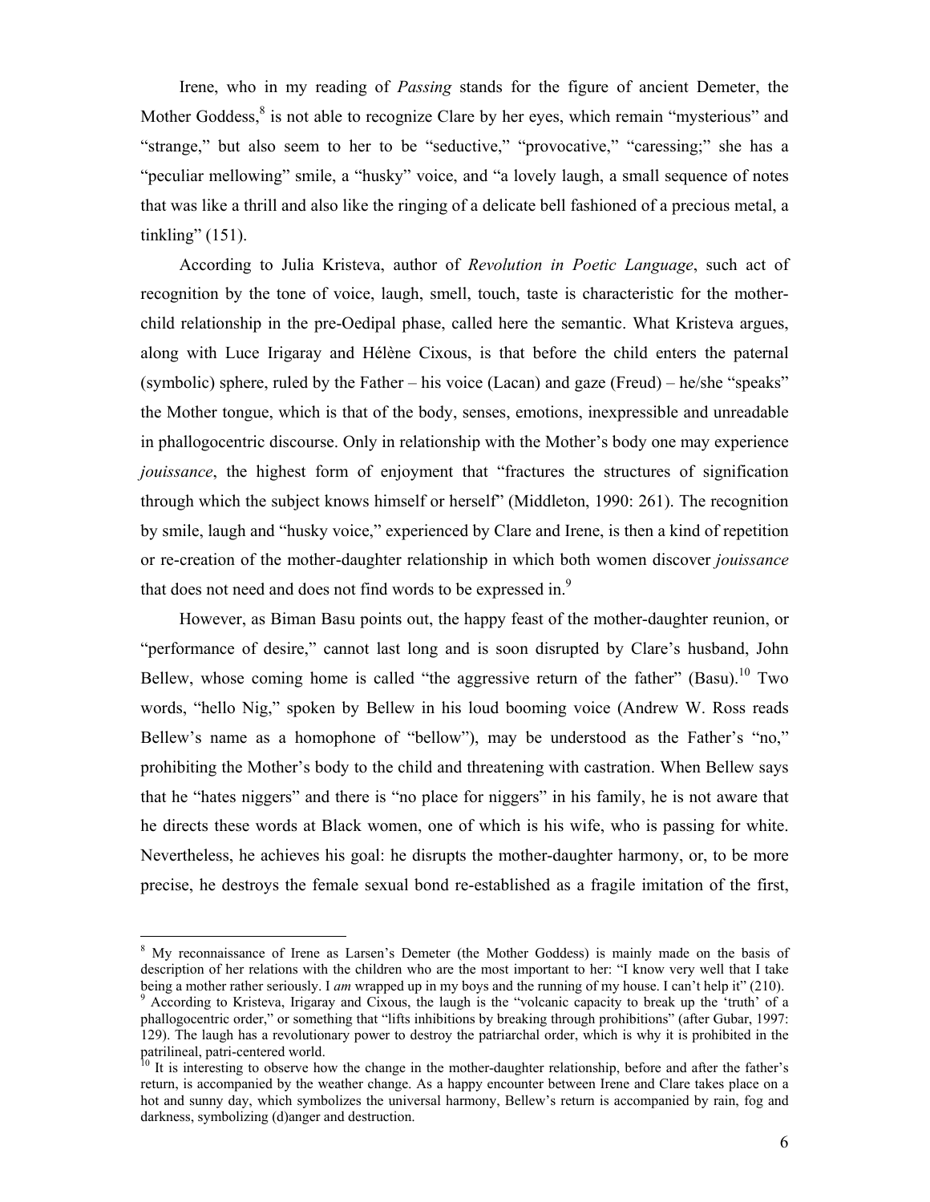Irene, who in my reading of *Passing* stands for the figure of ancient Demeter, the Mother Goddess,[8] is not able to recognize Clare by her eyes, which remain "mysterious" and "strange," but also seem to her to be "seductive," "provocative," "caressing;" she has a "peculiar mellowing" smile, a "husky" voice, and "a lovely laugh, a small sequence of notes that was like a thrill and also like the ringing of a delicate bell fashioned of a precious metal, a tinkling" (151).

According to Julia Kristeva, author of *Revolution in Poetic Language*, such act of recognition by the tone of voice, laugh, smell, touch, taste is characteristic for the mother-child relationship in the pre-Oedipal phase, called here the semantic. What Kristeva argues, along with Luce Irigaray and Hélène Cixous, is that before the child enters the paternal (symbolic) sphere, ruled by the Father – his voice (Lacan) and gaze (Freud) – he/she "speaks" the Mother tongue, which is that of the body, senses, emotions, inexpressible and unreadable in phallogocentric discourse. Only in relationship with the Mother's body one may experience *jouissance*, the highest form of enjoyment that "fractures the structures of signification through which the subject knows himself or herself" (Middleton, 1990: 261). The recognition by smile, laugh and "husky voice," experienced by Clare and Irene, is then a kind of repetition or re-creation of the mother-daughter relationship in which both women discover *jouissance* that does not need and does not find words to be expressed in.[9]

However, as Biman Basu points out, the happy feast of the mother-daughter reunion, or "performance of desire," cannot last long and is soon disrupted by Clare's husband, John Bellew, whose coming home is called "the aggressive return of the father" (Basu).[10] Two words, "hello Nig," spoken by Bellew in his loud booming voice (Andrew W. Ross reads Bellew's name as a homophone of "bellow"), may be understood as the Father's "no," prohibiting the Mother's body to the child and threatening with castration. When Bellew says that he "hates niggers" and there is "no place for niggers" in his family, he is not aware that he directs these words at Black women, one of which is his wife, who is passing for white. Nevertheless, he achieves his goal: he disrupts the mother-daughter harmony, or, to be more precise, he destroys the female sexual bond re-established as a fragile imitation of the first,

---

[8] My reconnaissance of Irene as Larsen's Demeter (the Mother Goddess) is mainly made on the basis of description of her relations with the children who are the most important to her: "I know very well that I take being a mother rather seriously. I *am* wrapped up in my boys and the running of my house. I can't help it" (210).

[9] According to Kristeva, Irigaray and Cixous, the laugh is the "volcanic capacity to break up the 'truth' of a phallogocentric order," or something that "lifts inhibitions by breaking through prohibitions" (after Gubar, 1997: 129). The laugh has a revolutionary power to destroy the patriarchal order, which is why it is prohibited in the patrilineal, patri-centered world.

[10] It is interesting to observe how the change in the mother-daughter relationship, before and after the father's return, is accompanied by the weather change. As a happy encounter between Irene and Clare takes place on a hot and sunny day, which symbolizes the universal harmony, Bellew's return is accompanied by rain, fog and darkness, symbolizing (d)anger and destruction.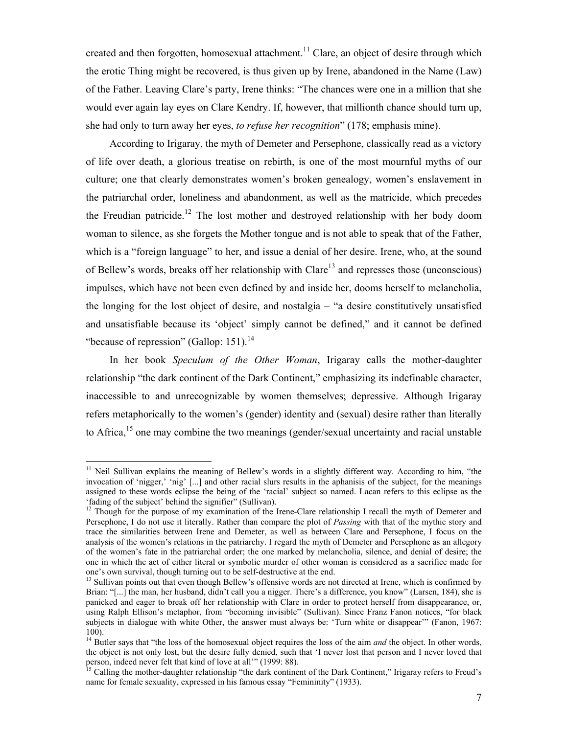created and then forgotten, homosexual attachment.[11] Clare, an object of desire through which the erotic Thing might be recovered, is thus given up by Irene, abandoned in the Name (Law) of the Father. Leaving Clare's party, Irene thinks: "The chances were one in a million that she would ever again lay eyes on Clare Kendry. If, however, that millionth chance should turn up, she had only to turn away her eyes, *to refuse her recognition*" (178; emphasis mine).

According to Irigaray, the myth of Demeter and Persephone, classically read as a victory of life over death, a glorious treatise on rebirth, is one of the most mournful myths of our culture; one that clearly demonstrates women's broken genealogy, women's enslavement in the patriarchal order, loneliness and abandonment, as well as the matricide, which precedes the Freudian patricide.[12] The lost mother and destroyed relationship with her body doom woman to silence, as she forgets the Mother tongue and is not able to speak that of the Father, which is a "foreign language" to her, and issue a denial of her desire. Irene, who, at the sound of Bellew's words, breaks off her relationship with Clare[13] and represses those (unconscious) impulses, which have not been even defined by and inside her, dooms herself to melancholia, the longing for the lost object of desire, and nostalgia – "a desire constitutively unsatisfied and unsatisfiable because its 'object' simply cannot be defined," and it cannot be defined "because of repression" (Gallop: 151).[14]

In her book *Speculum of the Other Woman*, Irigaray calls the mother-daughter relationship "the dark continent of the Dark Continent," emphasizing its indefinable character, inaccessible to and unrecognizable by women themselves; depressive. Although Irigaray refers metaphorically to the women's (gender) identity and (sexual) desire rather than literally to Africa,[15] one may combine the two meanings (gender/sexual uncertainty and racial unstable

---

[11] Neil Sullivan explains the meaning of Bellew's words in a slightly different way. According to him, "the invocation of 'nigger,' 'nig' [...] and other racial slurs results in the aphanisis of the subject, for the meanings assigned to these words eclipse the being of the 'racial' subject so named. Lacan refers to this eclipse as the 'fading of the subject' behind the signifier" (Sullivan).

[12] Though for the purpose of my examination of the Irene-Clare relationship I recall the myth of Demeter and Persephone, I do not use it literally. Rather than compare the plot of *Passing* with that of the mythic story and trace the similarities between Irene and Demeter, as well as between Clare and Persephone, I focus on the analysis of the women's relations in the patriarchy. I regard the myth of Demeter and Persephone as an allegory of the women's fate in the patriarchal order; the one marked by melancholia, silence, and denial of desire; the one in which the act of either literal or symbolic murder of other woman is considered as a sacrifice made for one's own survival, though turning out to be self-destructive at the end.

[13] Sullivan points out that even though Bellew's offensive words are not directed at Irene, which is confirmed by Brian: "[...] the man, her husband, didn't call you a nigger. There's a difference, you know" (Larsen, 184), she is panicked and eager to break off her relationship with Clare in order to protect herself from disappearance, or, using Ralph Ellison's metaphor, from "becoming invisible" (Sullivan). Since Franz Fanon notices, "for black subjects in dialogue with white Other, the answer must always be: 'Turn white or disappear'" (Fanon, 1967: 100).

[14] Butler says that "the loss of the homosexual object requires the loss of the aim *and* the object. In other words, the object is not only lost, but the desire fully denied, such that 'I never lost that person and I never loved that person, indeed never felt that kind of love at all'" (1999: 88).

[15] Calling the mother-daughter relationship "the dark continent of the Dark Continent," Irigaray refers to Freud's name for female sexuality, expressed in his famous essay "Femininity" (1933).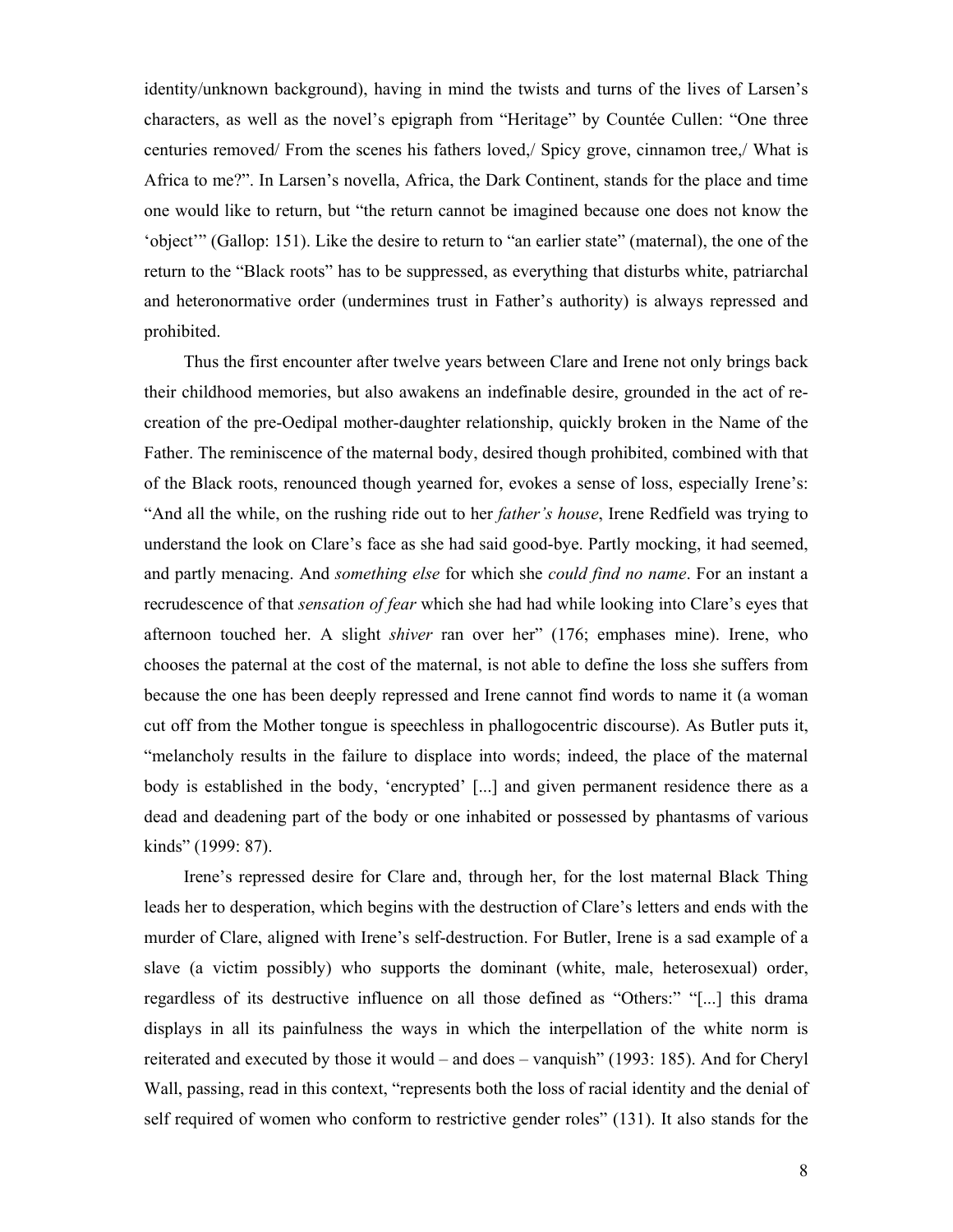identity/unknown background), having in mind the twists and turns of the lives of Larsen's characters, as well as the novel's epigraph from "Heritage" by Countée Cullen: "One three centuries removed/ From the scenes his fathers loved,/ Spicy grove, cinnamon tree,/ What is Africa to me?". In Larsen's novella, Africa, the Dark Continent, stands for the place and time one would like to return, but "the return cannot be imagined because one does not know the 'object'" (Gallop: 151). Like the desire to return to "an earlier state" (maternal), the one of the return to the "Black roots" has to be suppressed, as everything that disturbs white, patriarchal and heteronormative order (undermines trust in Father's authority) is always repressed and prohibited.

Thus the first encounter after twelve years between Clare and Irene not only brings back their childhood memories, but also awakens an indefinable desire, grounded in the act of re-creation of the pre-Oedipal mother-daughter relationship, quickly broken in the Name of the Father. The reminiscence of the maternal body, desired though prohibited, combined with that of the Black roots, renounced though yearned for, evokes a sense of loss, especially Irene's: "And all the while, on the rushing ride out to her *father's house*, Irene Redfield was trying to understand the look on Clare's face as she had said good-bye. Partly mocking, it had seemed, and partly menacing. And *something else* for which she *could find no name*. For an instant a recrudescence of that *sensation of fear* which she had had while looking into Clare's eyes that afternoon touched her. A slight *shiver* ran over her" (176; emphases mine). Irene, who chooses the paternal at the cost of the maternal, is not able to define the loss she suffers from because the one has been deeply repressed and Irene cannot find words to name it (a woman cut off from the Mother tongue is speechless in phallogocentric discourse). As Butler puts it, "melancholy results in the failure to displace into words; indeed, the place of the maternal body is established in the body, 'encrypted' [...] and given permanent residence there as a dead and deadening part of the body or one inhabited or possessed by phantasms of various kinds" (1999: 87).

Irene's repressed desire for Clare and, through her, for the lost maternal Black Thing leads her to desperation, which begins with the destruction of Clare's letters and ends with the murder of Clare, aligned with Irene's self-destruction. For Butler, Irene is a sad example of a slave (a victim possibly) who supports the dominant (white, male, heterosexual) order, regardless of its destructive influence on all those defined as "Others:" "[...] this drama displays in all its painfulness the ways in which the interpellation of the white norm is reiterated and executed by those it would – and does – vanquish" (1993: 185). And for Cheryl Wall, passing, read in this context, "represents both the loss of racial identity and the denial of self required of women who conform to restrictive gender roles" (131). It also stands for the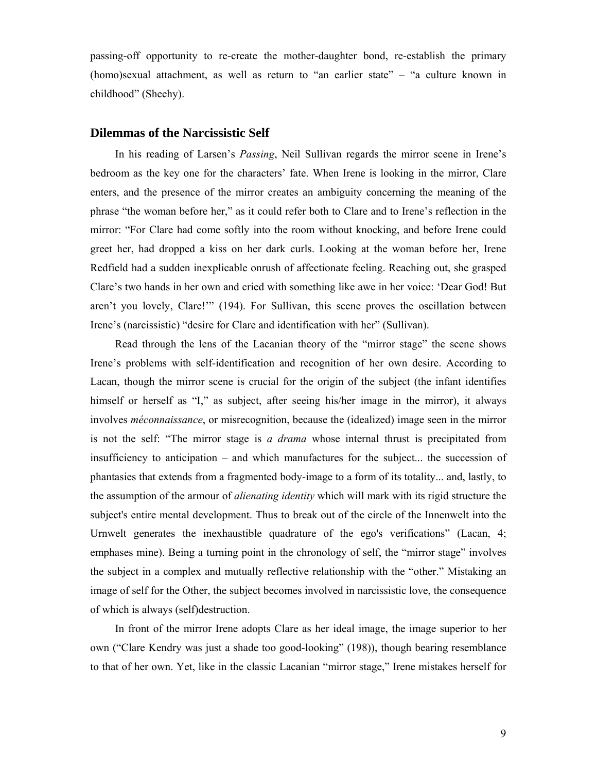passing-off opportunity to re-create the mother-daughter bond, re-establish the primary (homo)sexual attachment, as well as return to "an earlier state" – "a culture known in childhood" (Sheehy).

## Dilemmas of the Narcissistic Self

In his reading of Larsen's *Passing*, Neil Sullivan regards the mirror scene in Irene's bedroom as the key one for the characters' fate. When Irene is looking in the mirror, Clare enters, and the presence of the mirror creates an ambiguity concerning the meaning of the phrase "the woman before her," as it could refer both to Clare and to Irene's reflection in the mirror: "For Clare had come softly into the room without knocking, and before Irene could greet her, had dropped a kiss on her dark curls. Looking at the woman before her, Irene Redfield had a sudden inexplicable onrush of affectionate feeling. Reaching out, she grasped Clare's two hands in her own and cried with something like awe in her voice: 'Dear God! But aren't you lovely, Clare!'" (194). For Sullivan, this scene proves the oscillation between Irene's (narcissistic) "desire for Clare and identification with her" (Sullivan).

Read through the lens of the Lacanian theory of the "mirror stage" the scene shows Irene's problems with self-identification and recognition of her own desire. According to Lacan, though the mirror scene is crucial for the origin of the subject (the infant identifies himself or herself as "I," as subject, after seeing his/her image in the mirror), it always involves *méconnaissance*, or misrecognition, because the (idealized) image seen in the mirror is not the self: "The mirror stage is *a drama* whose internal thrust is precipitated from insufficiency to anticipation – and which manufactures for the subject... the succession of phantasies that extends from a fragmented body-image to a form of its totality... and, lastly, to the assumption of the armour of *alienating identity* which will mark with its rigid structure the subject's entire mental development. Thus to break out of the circle of the Innenwelt into the Urnwelt generates the inexhaustible quadrature of the ego's verifications" (Lacan, 4; emphases mine). Being a turning point in the chronology of self, the "mirror stage" involves the subject in a complex and mutually reflective relationship with the "other." Mistaking an image of self for the Other, the subject becomes involved in narcissistic love, the consequence of which is always (self)destruction.

In front of the mirror Irene adopts Clare as her ideal image, the image superior to her own ("Clare Kendry was just a shade too good-looking" (198)), though bearing resemblance to that of her own. Yet, like in the classic Lacanian "mirror stage," Irene mistakes herself for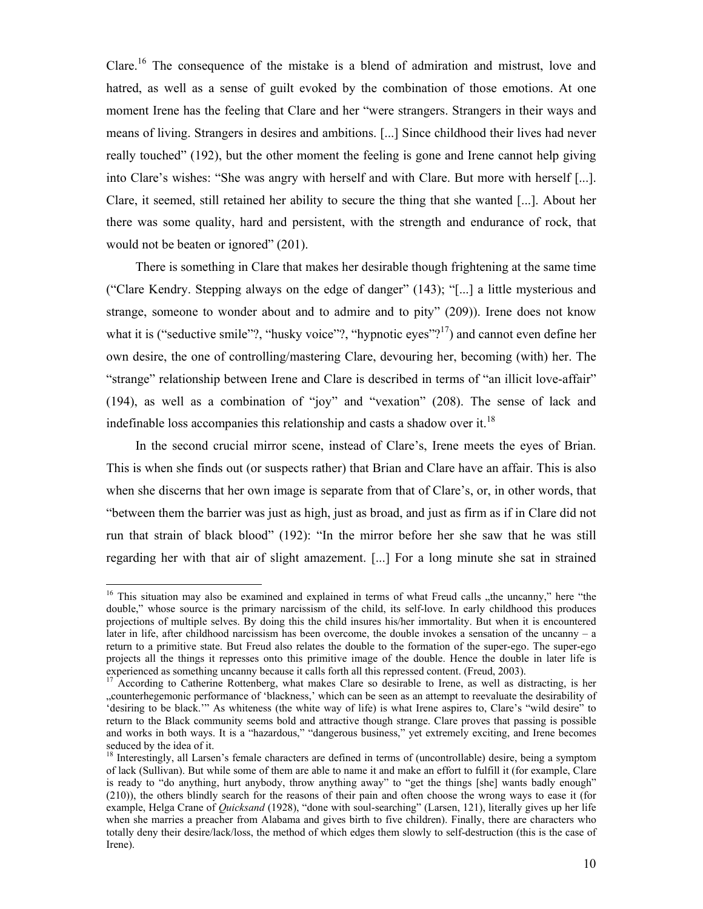Clare.[16] The consequence of the mistake is a blend of admiration and mistrust, love and hatred, as well as a sense of guilt evoked by the combination of those emotions. At one moment Irene has the feeling that Clare and her "were strangers. Strangers in their ways and means of living. Strangers in desires and ambitions. [...] Since childhood their lives had never really touched" (192), but the other moment the feeling is gone and Irene cannot help giving into Clare's wishes: "She was angry with herself and with Clare. But more with herself [...]. Clare, it seemed, still retained her ability to secure the thing that she wanted [...]. About her there was some quality, hard and persistent, with the strength and endurance of rock, that would not be beaten or ignored" (201).

There is something in Clare that makes her desirable though frightening at the same time ("Clare Kendry. Stepping always on the edge of danger" (143); "[...] a little mysterious and strange, someone to wonder about and to admire and to pity" (209)). Irene does not know what it is ("seductive smile"?, "husky voice"?, "hypnotic eyes"?[17]) and cannot even define her own desire, the one of controlling/mastering Clare, devouring her, becoming (with) her. The "strange" relationship between Irene and Clare is described in terms of "an illicit love-affair" (194), as well as a combination of "joy" and "vexation" (208). The sense of lack and indefinable loss accompanies this relationship and casts a shadow over it.[18]

In the second crucial mirror scene, instead of Clare's, Irene meets the eyes of Brian. This is when she finds out (or suspects rather) that Brian and Clare have an affair. This is also when she discerns that her own image is separate from that of Clare's, or, in other words, that "between them the barrier was just as high, just as broad, and just as firm as if in Clare did not run that strain of black blood" (192): "In the mirror before her she saw that he was still regarding her with that air of slight amazement. [...] For a long minute she sat in strained

---

[16] This situation may also be examined and explained in terms of what Freud calls „the uncanny," here "the double," whose source is the primary narcissism of the child, its self-love. In early childhood this produces projections of multiple selves. By doing this the child insures his/her immortality. But when it is encountered later in life, after childhood narcissism has been overcome, the double invokes a sensation of the uncanny – a return to a primitive state. But Freud also relates the double to the formation of the super-ego. The super-ego projects all the things it represses onto this primitive image of the double. Hence the double in later life is experienced as something uncanny because it calls forth all this repressed content. (Freud, 2003).

[17] According to Catherine Rottenberg, what makes Clare so desirable to Irene, as well as distracting, is her „counterhegemonic performance of 'blackness,' which can be seen as an attempt to reevaluate the desirability of 'desiring to be black.'" As whiteness (the white way of life) is what Irene aspires to, Clare's "wild desire" to return to the Black community seems bold and attractive though strange. Clare proves that passing is possible and works in both ways. It is a "hazardous," "dangerous business," yet extremely exciting, and Irene becomes seduced by the idea of it.

[18] Interestingly, all Larsen's female characters are defined in terms of (uncontrollable) desire, being a symptom of lack (Sullivan). But while some of them are able to name it and make an effort to fulfill it (for example, Clare is ready to "do anything, hurt anybody, throw anything away" to "get the things [she] wants badly enough" (210)), the others blindly search for the reasons of their pain and often choose the wrong ways to ease it (for example, Helga Crane of *Quicksand* (1928), "done with soul-searching" (Larsen, 121), literally gives up her life when she marries a preacher from Alabama and gives birth to five children). Finally, there are characters who totally deny their desire/lack/loss, the method of which edges them slowly to self-destruction (this is the case of Irene).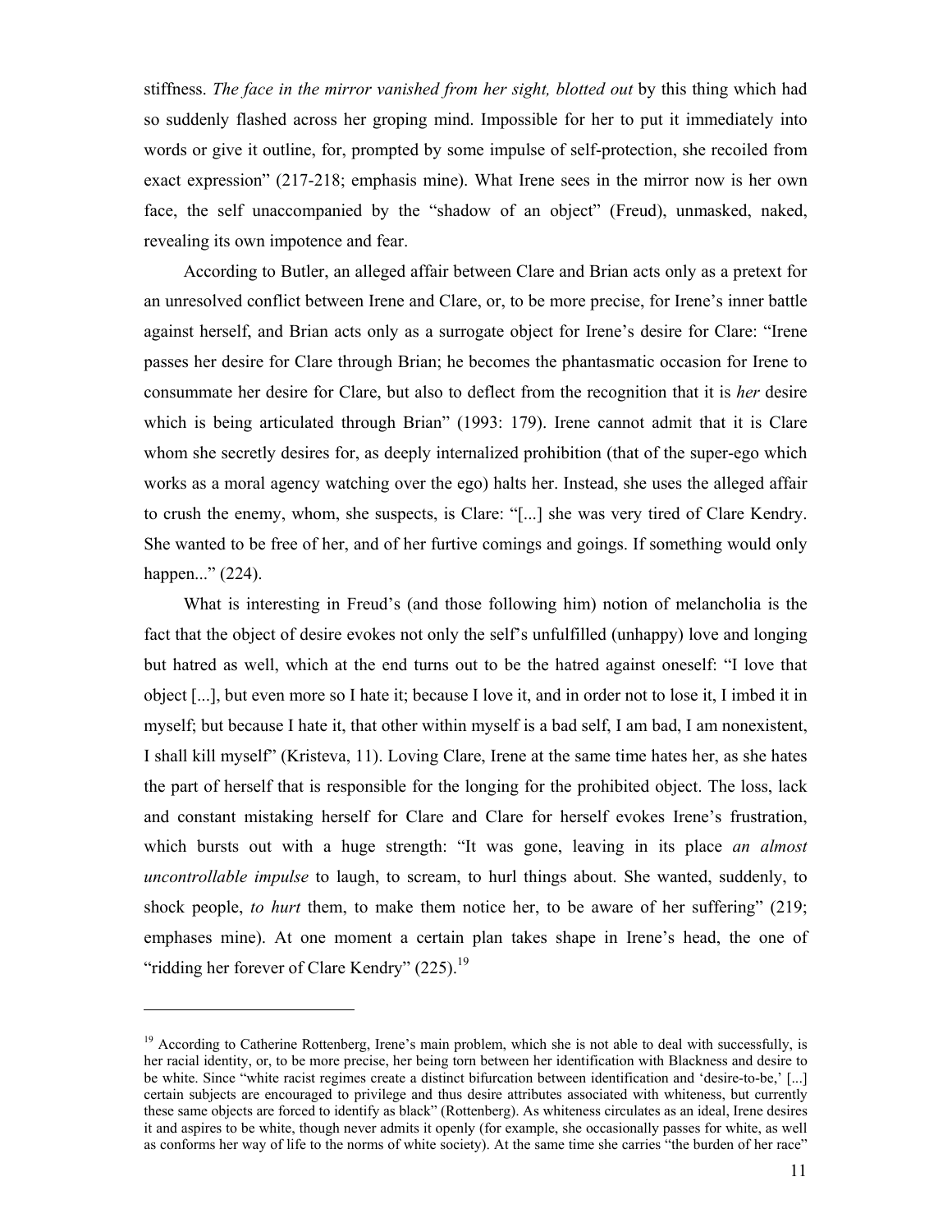stiffness. *The face in the mirror vanished from her sight, blotted out* by this thing which had so suddenly flashed across her groping mind. Impossible for her to put it immediately into words or give it outline, for, prompted by some impulse of self-protection, she recoiled from exact expression" (217-218; emphasis mine). What Irene sees in the mirror now is her own face, the self unaccompanied by the "shadow of an object" (Freud), unmasked, naked, revealing its own impotence and fear.

According to Butler, an alleged affair between Clare and Brian acts only as a pretext for an unresolved conflict between Irene and Clare, or, to be more precise, for Irene's inner battle against herself, and Brian acts only as a surrogate object for Irene's desire for Clare: "Irene passes her desire for Clare through Brian; he becomes the phantasmatic occasion for Irene to consummate her desire for Clare, but also to deflect from the recognition that it is *her* desire which is being articulated through Brian" (1993: 179). Irene cannot admit that it is Clare whom she secretly desires for, as deeply internalized prohibition (that of the super-ego which works as a moral agency watching over the ego) halts her. Instead, she uses the alleged affair to crush the enemy, whom, she suspects, is Clare: "[...] she was very tired of Clare Kendry. She wanted to be free of her, and of her furtive comings and goings. If something would only happen..." (224).

What is interesting in Freud's (and those following him) notion of melancholia is the fact that the object of desire evokes not only the self's unfulfilled (unhappy) love and longing but hatred as well, which at the end turns out to be the hatred against oneself: "I love that object [...], but even more so I hate it; because I love it, and in order not to lose it, I imbed it in myself; but because I hate it, that other within myself is a bad self, I am bad, I am nonexistent, I shall kill myself" (Kristeva, 11). Loving Clare, Irene at the same time hates her, as she hates the part of herself that is responsible for the longing for the prohibited object. The loss, lack and constant mistaking herself for Clare and Clare for herself evokes Irene's frustration, which bursts out with a huge strength: "It was gone, leaving in its place *an almost uncontrollable impulse* to laugh, to scream, to hurl things about. She wanted, suddenly, to shock people, *to hurt* them, to make them notice her, to be aware of her suffering" (219; emphases mine). At one moment a certain plan takes shape in Irene's head, the one of "ridding her forever of Clare Kendry" (225).[19]

---

[19] According to Catherine Rottenberg, Irene's main problem, which she is not able to deal with successfully, is her racial identity, or, to be more precise, her being torn between her identification with Blackness and desire to be white. Since "white racist regimes create a distinct bifurcation between identification and 'desire-to-be,' [...] certain subjects are encouraged to privilege and thus desire attributes associated with whiteness, but currently these same objects are forced to identify as black" (Rottenberg). As whiteness circulates as an ideal, Irene desires it and aspires to be white, though never admits it openly (for example, she occasionally passes for white, as well as conforms her way of life to the norms of white society). At the same time she carries "the burden of her race"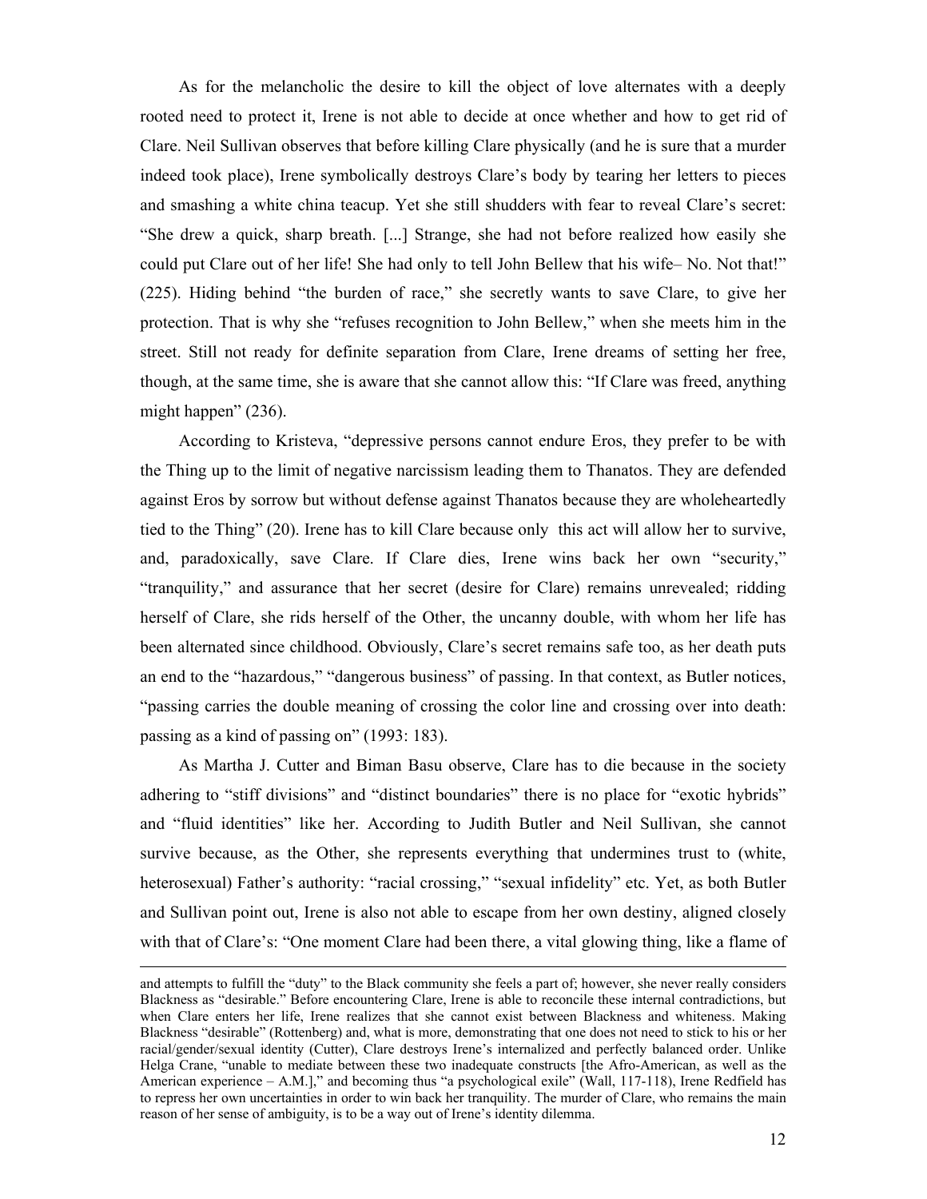As for the melancholic the desire to kill the object of love alternates with a deeply rooted need to protect it, Irene is not able to decide at once whether and how to get rid of Clare. Neil Sullivan observes that before killing Clare physically (and he is sure that a murder indeed took place), Irene symbolically destroys Clare's body by tearing her letters to pieces and smashing a white china teacup. Yet she still shudders with fear to reveal Clare's secret: "She drew a quick, sharp breath. [...] Strange, she had not before realized how easily she could put Clare out of her life! She had only to tell John Bellew that his wife– No. Not that!" (225). Hiding behind "the burden of race," she secretly wants to save Clare, to give her protection. That is why she "refuses recognition to John Bellew," when she meets him in the street. Still not ready for definite separation from Clare, Irene dreams of setting her free, though, at the same time, she is aware that she cannot allow this: "If Clare was freed, anything might happen" (236).

According to Kristeva, "depressive persons cannot endure Eros, they prefer to be with the Thing up to the limit of negative narcissism leading them to Thanatos. They are defended against Eros by sorrow but without defense against Thanatos because they are wholeheartedly tied to the Thing" (20). Irene has to kill Clare because only this act will allow her to survive, and, paradoxically, save Clare. If Clare dies, Irene wins back her own "security," "tranquility," and assurance that her secret (desire for Clare) remains unrevealed; ridding herself of Clare, she rids herself of the Other, the uncanny double, with whom her life has been alternated since childhood. Obviously, Clare's secret remains safe too, as her death puts an end to the "hazardous," "dangerous business" of passing. In that context, as Butler notices, "passing carries the double meaning of crossing the color line and crossing over into death: passing as a kind of passing on" (1993: 183).

As Martha J. Cutter and Biman Basu observe, Clare has to die because in the society adhering to "stiff divisions" and "distinct boundaries" there is no place for "exotic hybrids" and "fluid identities" like her. According to Judith Butler and Neil Sullivan, she cannot survive because, as the Other, she represents everything that undermines trust to (white, heterosexual) Father's authority: "racial crossing," "sexual infidelity" etc. Yet, as both Butler and Sullivan point out, Irene is also not able to escape from her own destiny, aligned closely with that of Clare's: "One moment Clare had been there, a vital glowing thing, like a flame of

---

and attempts to fulfill the "duty" to the Black community she feels a part of; however, she never really considers Blackness as "desirable." Before encountering Clare, Irene is able to reconcile these internal contradictions, but when Clare enters her life, Irene realizes that she cannot exist between Blackness and whiteness. Making Blackness "desirable" (Rottenberg) and, what is more, demonstrating that one does not need to stick to his or her racial/gender/sexual identity (Cutter), Clare destroys Irene's internalized and perfectly balanced order. Unlike Helga Crane, "unable to mediate between these two inadequate constructs [the Afro-American, as well as the American experience – A.M.]," and becoming thus "a psychological exile" (Wall, 117-118), Irene Redfield has to repress her own uncertainties in order to win back her tranquility. The murder of Clare, who remains the main reason of her sense of ambiguity, is to be a way out of Irene's identity dilemma.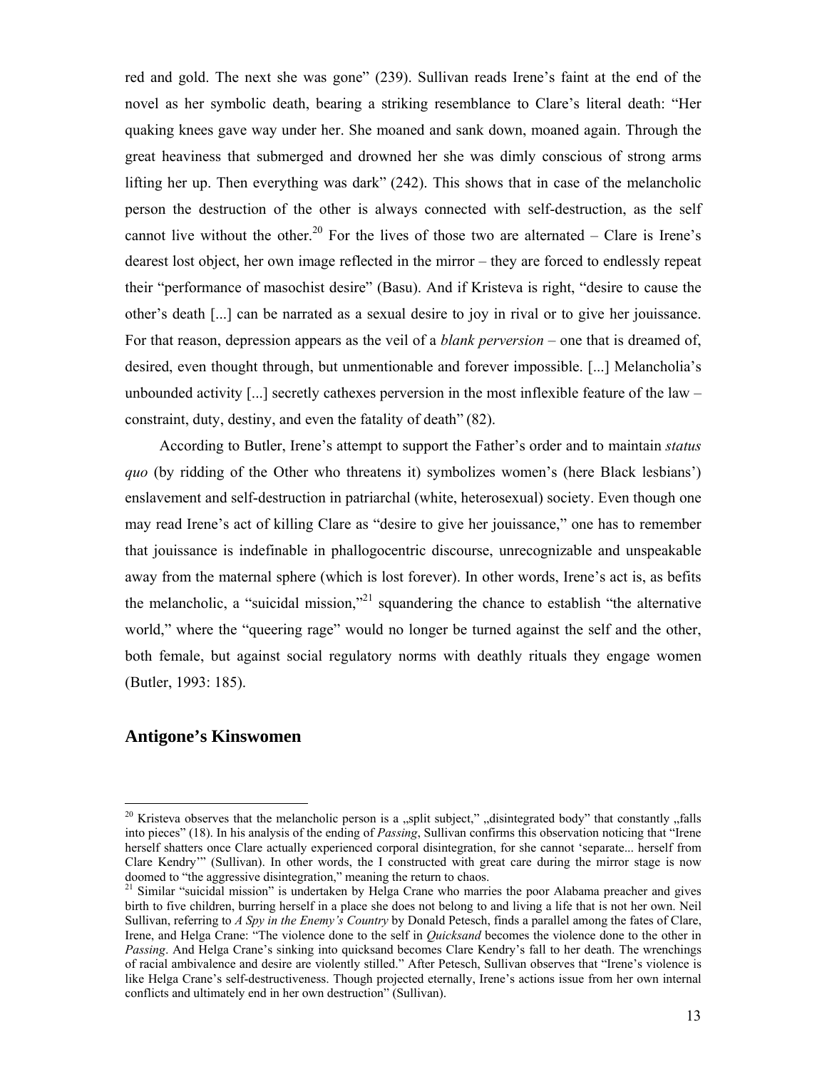red and gold. The next she was gone" (239). Sullivan reads Irene's faint at the end of the novel as her symbolic death, bearing a striking resemblance to Clare's literal death: "Her quaking knees gave way under her. She moaned and sank down, moaned again. Through the great heaviness that submerged and drowned her she was dimly conscious of strong arms lifting her up. Then everything was dark" (242). This shows that in case of the melancholic person the destruction of the other is always connected with self-destruction, as the self cannot live without the other.[20] For the lives of those two are alternated – Clare is Irene's dearest lost object, her own image reflected in the mirror – they are forced to endlessly repeat their "performance of masochist desire" (Basu). And if Kristeva is right, "desire to cause the other's death [...] can be narrated as a sexual desire to joy in rival or to give her jouissance. For that reason, depression appears as the veil of a *blank perversion* – one that is dreamed of, desired, even thought through, but unmentionable and forever impossible. [...] Melancholia's unbounded activity [...] secretly cathexes perversion in the most inflexible feature of the law – constraint, duty, destiny, and even the fatality of death" (82).

According to Butler, Irene's attempt to support the Father's order and to maintain *status quo* (by ridding of the Other who threatens it) symbolizes women's (here Black lesbians') enslavement and self-destruction in patriarchal (white, heterosexual) society. Even though one may read Irene's act of killing Clare as "desire to give her jouissance," one has to remember that jouissance is indefinable in phallogocentric discourse, unrecognizable and unspeakable away from the maternal sphere (which is lost forever). In other words, Irene's act is, as befits the melancholic, a "suicidal mission,"[21] squandering the chance to establish "the alternative world," where the "queering rage" would no longer be turned against the self and the other, both female, but against social regulatory norms with deathly rituals they engage women (Butler, 1993: 185).

## Antigone's Kinswomen

[20] Kristeva observes that the melancholic person is a „split subject," „disintegrated body" that constantly „falls into pieces" (18). In his analysis of the ending of *Passing*, Sullivan confirms this observation noticing that "Irene herself shatters once Clare actually experienced corporal disintegration, for she cannot 'separate... herself from Clare Kendry'" (Sullivan). In other words, the I constructed with great care during the mirror stage is now doomed to "the aggressive disintegration," meaning the return to chaos.

[21] Similar "suicidal mission" is undertaken by Helga Crane who marries the poor Alabama preacher and gives birth to five children, burring herself in a place she does not belong to and living a life that is not her own. Neil Sullivan, referring to *A Spy in the Enemy's Country* by Donald Petesch, finds a parallel among the fates of Clare, Irene, and Helga Crane: "The violence done to the self in *Quicksand* becomes the violence done to the other in *Passing*. And Helga Crane's sinking into quicksand becomes Clare Kendry's fall to her death. The wrenchings of racial ambivalence and desire are violently stilled." After Petesch, Sullivan observes that "Irene's violence is like Helga Crane's self-destructiveness. Though projected eternally, Irene's actions issue from her own internal conflicts and ultimately end in her own destruction" (Sullivan).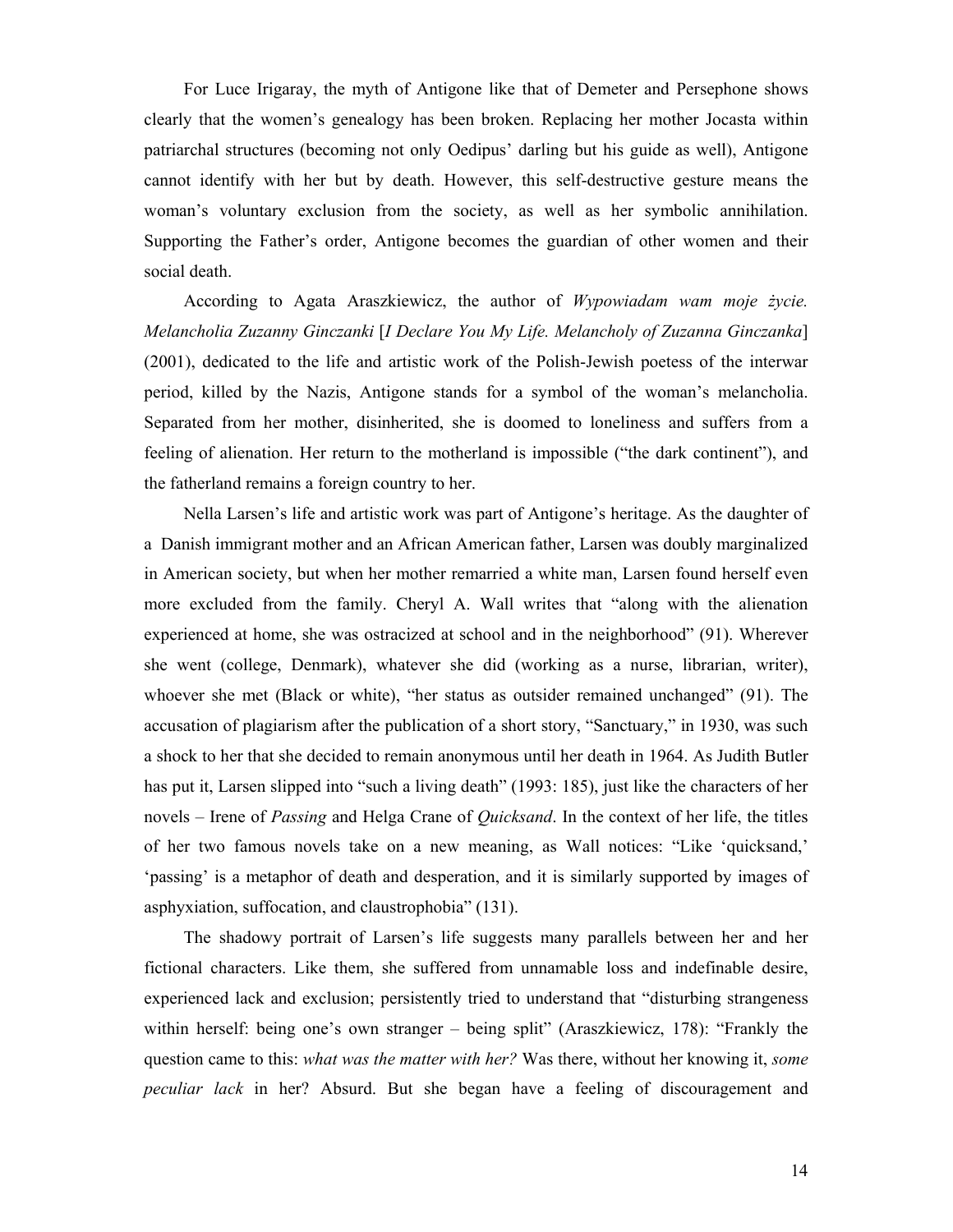For Luce Irigaray, the myth of Antigone like that of Demeter and Persephone shows clearly that the women's genealogy has been broken. Replacing her mother Jocasta within patriarchal structures (becoming not only Oedipus' darling but his guide as well), Antigone cannot identify with her but by death. However, this self-destructive gesture means the woman's voluntary exclusion from the society, as well as her symbolic annihilation. Supporting the Father's order, Antigone becomes the guardian of other women and their social death.

According to Agata Araszkiewicz, the author of *Wypowiadam wam moje życie. Melancholia Zuzanny Ginczanki* [*I Declare You My Life. Melancholy of Zuzanna Ginczanka*] (2001), dedicated to the life and artistic work of the Polish-Jewish poetess of the interwar period, killed by the Nazis, Antigone stands for a symbol of the woman's melancholia. Separated from her mother, disinherited, she is doomed to loneliness and suffers from a feeling of alienation. Her return to the motherland is impossible ("the dark continent"), and the fatherland remains a foreign country to her.

Nella Larsen's life and artistic work was part of Antigone's heritage. As the daughter of a Danish immigrant mother and an African American father, Larsen was doubly marginalized in American society, but when her mother remarried a white man, Larsen found herself even more excluded from the family. Cheryl A. Wall writes that "along with the alienation experienced at home, she was ostracized at school and in the neighborhood" (91). Wherever she went (college, Denmark), whatever she did (working as a nurse, librarian, writer), whoever she met (Black or white), "her status as outsider remained unchanged" (91). The accusation of plagiarism after the publication of a short story, "Sanctuary," in 1930, was such a shock to her that she decided to remain anonymous until her death in 1964. As Judith Butler has put it, Larsen slipped into "such a living death" (1993: 185), just like the characters of her novels – Irene of *Passing* and Helga Crane of *Quicksand*. In the context of her life, the titles of her two famous novels take on a new meaning, as Wall notices: "Like 'quicksand,' 'passing' is a metaphor of death and desperation, and it is similarly supported by images of asphyxiation, suffocation, and claustrophobia" (131).

The shadowy portrait of Larsen's life suggests many parallels between her and her fictional characters. Like them, she suffered from unnamable loss and indefinable desire, experienced lack and exclusion; persistently tried to understand that "disturbing strangeness within herself: being one's own stranger – being split" (Araszkiewicz, 178): "Frankly the question came to this: *what was the matter with her?* Was there, without her knowing it, *some peculiar lack* in her? Absurd. But she began have a feeling of discouragement and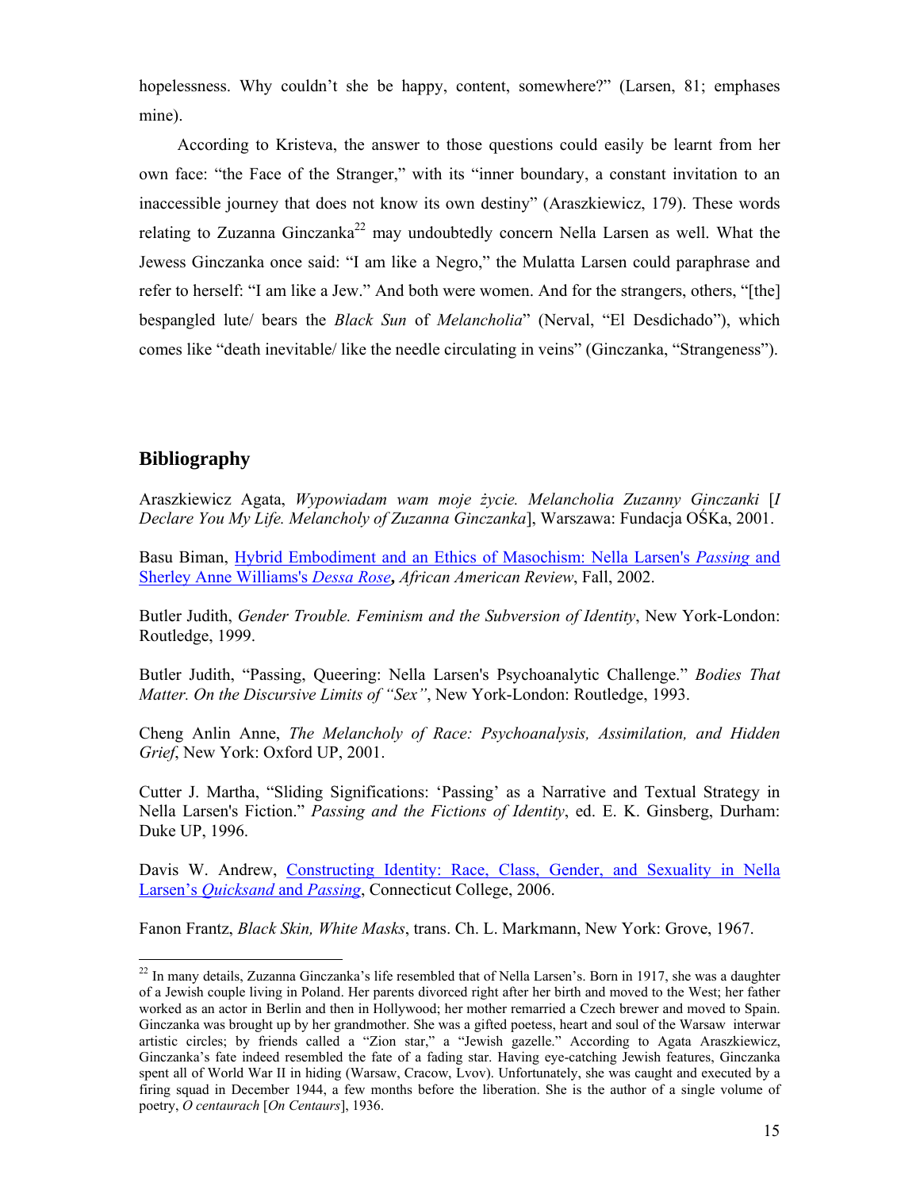hopelessness. Why couldn't she be happy, content, somewhere?" (Larsen, 81; emphases mine).

According to Kristeva, the answer to those questions could easily be learnt from her own face: "the Face of the Stranger," with its "inner boundary, a constant invitation to an inaccessible journey that does not know its own destiny" (Araszkiewicz, 179). These words relating to Zuzanna Ginczanka[22] may undoubtedly concern Nella Larsen as well. What the Jewess Ginczanka once said: "I am like a Negro," the Mulatta Larsen could paraphrase and refer to herself: "I am like a Jew." And both were women. And for the strangers, others, "[the] bespangled lute/ bears the *Black Sun* of *Melancholia*" (Nerval, "El Desdichado"), which comes like "death inevitable/ like the needle circulating in veins" (Ginczanka, "Strangeness").

## Bibliography

Araszkiewicz Agata, *Wypowiadam wam moje życie. Melancholia Zuzanny Ginczanki* [*I Declare You My Life. Melancholy of Zuzanna Ginczanka*], Warszawa: Fundacja OŚKa, 2001.

Basu Biman, Hybrid Embodiment and an Ethics of Masochism: Nella Larsen's *Passing* and Sherley Anne Williams's *Dessa Rose***,** *African American Review*, Fall, 2002.

Butler Judith, *Gender Trouble. Feminism and the Subversion of Identity*, New York-London: Routledge, 1999.

Butler Judith, "Passing, Queering: Nella Larsen's Psychoanalytic Challenge." *Bodies That Matter. On the Discursive Limits of "Sex"*, New York-London: Routledge, 1993.

Cheng Anlin Anne, *The Melancholy of Race: Psychoanalysis, Assimilation, and Hidden Grief*, New York: Oxford UP, 2001.

Cutter J. Martha, "Sliding Significations: 'Passing' as a Narrative and Textual Strategy in Nella Larsen's Fiction." *Passing and the Fictions of Identity*, ed. E. K. Ginsberg, Durham: Duke UP, 1996.

Davis W. Andrew, Constructing Identity: Race, Class, Gender, and Sexuality in Nella Larsen's *Quicksand* and *Passing*, Connecticut College, 2006.

Fanon Frantz, *Black Skin, White Masks*, trans. Ch. L. Markmann, New York: Grove, 1967.

---

[22] In many details, Zuzanna Ginczanka's life resembled that of Nella Larsen's. Born in 1917, she was a daughter of a Jewish couple living in Poland. Her parents divorced right after her birth and moved to the West; her father worked as an actor in Berlin and then in Hollywood; her mother remarried a Czech brewer and moved to Spain. Ginczanka was brought up by her grandmother. She was a gifted poetess, heart and soul of the Warsaw interwar artistic circles; by friends called a "Zion star," a "Jewish gazelle." According to Agata Araszkiewicz, Ginczanka's fate indeed resembled the fate of a fading star. Having eye-catching Jewish features, Ginczanka spent all of World War II in hiding (Warsaw, Cracow, Lvov). Unfortunately, she was caught and executed by a firing squad in December 1944, a few months before the liberation. She is the author of a single volume of poetry, *O centaurach* [*On Centaurs*], 1936.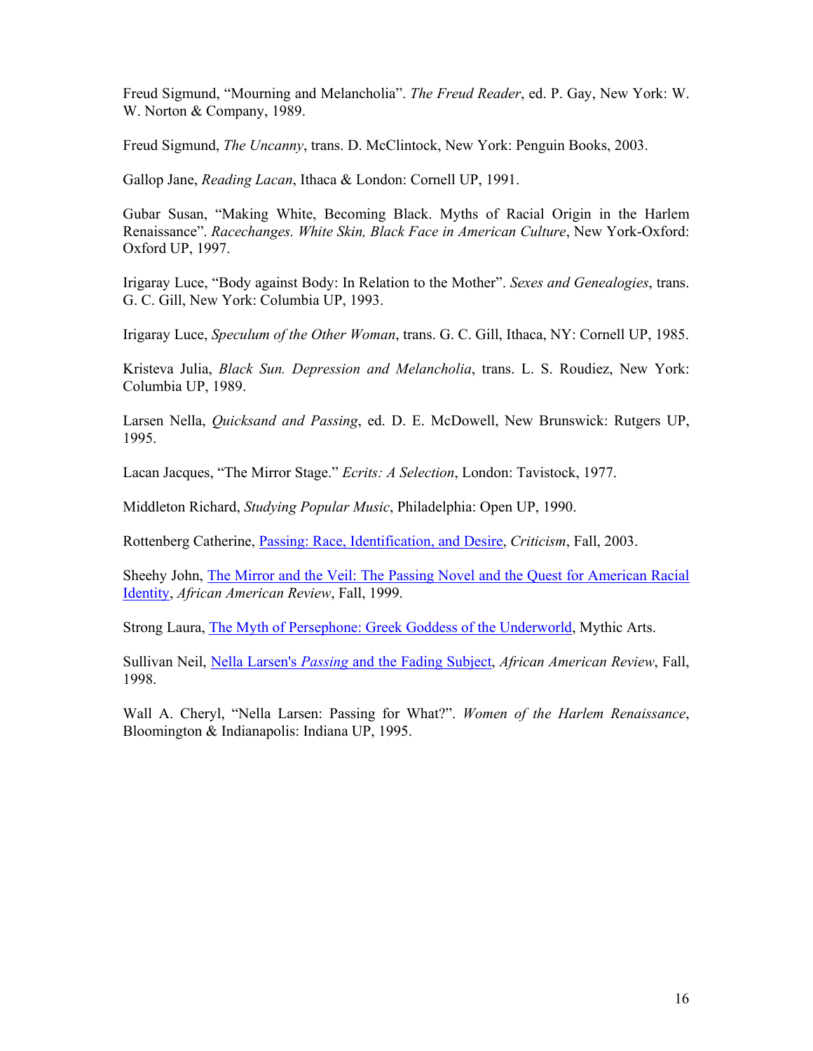Freud Sigmund, "Mourning and Melancholia". *The Freud Reader*, ed. P. Gay, New York: W. W. Norton & Company, 1989.

Freud Sigmund, *The Uncanny*, trans. D. McClintock, New York: Penguin Books, 2003.

Gallop Jane, *Reading Lacan*, Ithaca & London: Cornell UP, 1991.

Gubar Susan, "Making White, Becoming Black. Myths of Racial Origin in the Harlem Renaissance". *Racechanges. White Skin, Black Face in American Culture*, New York-Oxford: Oxford UP, 1997.

Irigaray Luce, "Body against Body: In Relation to the Mother". *Sexes and Genealogies*, trans. G. C. Gill, New York: Columbia UP, 1993.

Irigaray Luce, *Speculum of the Other Woman*, trans. G. C. Gill, Ithaca, NY: Cornell UP, 1985.

Kristeva Julia, *Black Sun. Depression and Melancholia*, trans. L. S. Roudiez, New York: Columbia UP, 1989.

Larsen Nella, *Quicksand and Passing*, ed. D. E. McDowell, New Brunswick: Rutgers UP, 1995.

Lacan Jacques, "The Mirror Stage." *Ecrits: A Selection*, London: Tavistock, 1977.

Middleton Richard, *Studying Popular Music*, Philadelphia: Open UP, 1990.

Rottenberg Catherine, Passing: Race, Identification, and Desire, *Criticism*, Fall, 2003.

Sheehy John, The Mirror and the Veil: The Passing Novel and the Quest for American Racial Identity, *African American Review*, Fall, 1999.

Strong Laura, The Myth of Persephone: Greek Goddess of the Underworld, Mythic Arts.

Sullivan Neil, Nella Larsen's *Passing* and the Fading Subject, *African American Review*, Fall, 1998.

Wall A. Cheryl, "Nella Larsen: Passing for What?". *Women of the Harlem Renaissance*, Bloomington & Indianapolis: Indiana UP, 1995.